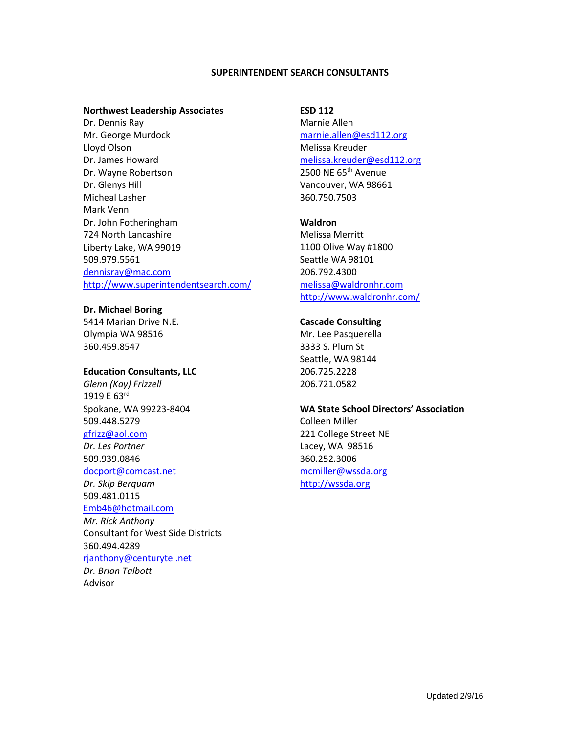# SUPERINTENDENT SEARCH CONSULTANTS

**Northwest Leadership Associates**
Dr. Dennis Ray
Mr. George Murdock
Lloyd Olson
Dr. James Howard
Dr. Wayne Robertson
Dr. Glenys Hill
Micheal Lasher
Mark Venn
Dr. John Fotheringham
724 North Lancashire
Liberty Lake, WA 99019
509.979.5561
dennisray@mac.com
http://www.superintendentsearch.com/

**Dr. Michael Boring**
5414 Marian Drive N.E.
Olympia WA 98516
360.459.8547

**Education Consultants, LLC**
*Glenn (Kay) Frizzell*
1919 E 63rd
Spokane, WA 99223-8404
509.448.5279
gfrizz@aol.com
*Dr. Les Portner*
509.939.0846
docport@comcast.net
*Dr. Skip Berquam*
509.481.0115
Emb46@hotmail.com
*Mr. Rick Anthony*
Consultant for West Side Districts
360.494.4289
rjanthony@centurytel.net
*Dr. Brian Talbott*
Advisor

**ESD 112**
Marnie Allen
marnie.allen@esd112.org
Melissa Kreuder
melissa.kreuder@esd112.org
2500 NE 65th Avenue
Vancouver, WA 98661
360.750.7503

**Waldron**
Melissa Merritt
1100 Olive Way #1800
Seattle WA 98101
206.792.4300
melissa@waldronhr.com
http://www.waldronhr.com/

**Cascade Consulting**
Mr. Lee Pasquerella
3333 S. Plum St
Seattle, WA 98144
206.725.2228
206.721.0582

**WA State School Directors' Association**
Colleen Miller
221 College Street NE
Lacey, WA 98516
360.252.3006
mcmiller@wssda.org
http://wssda.org

Updated 2/9/16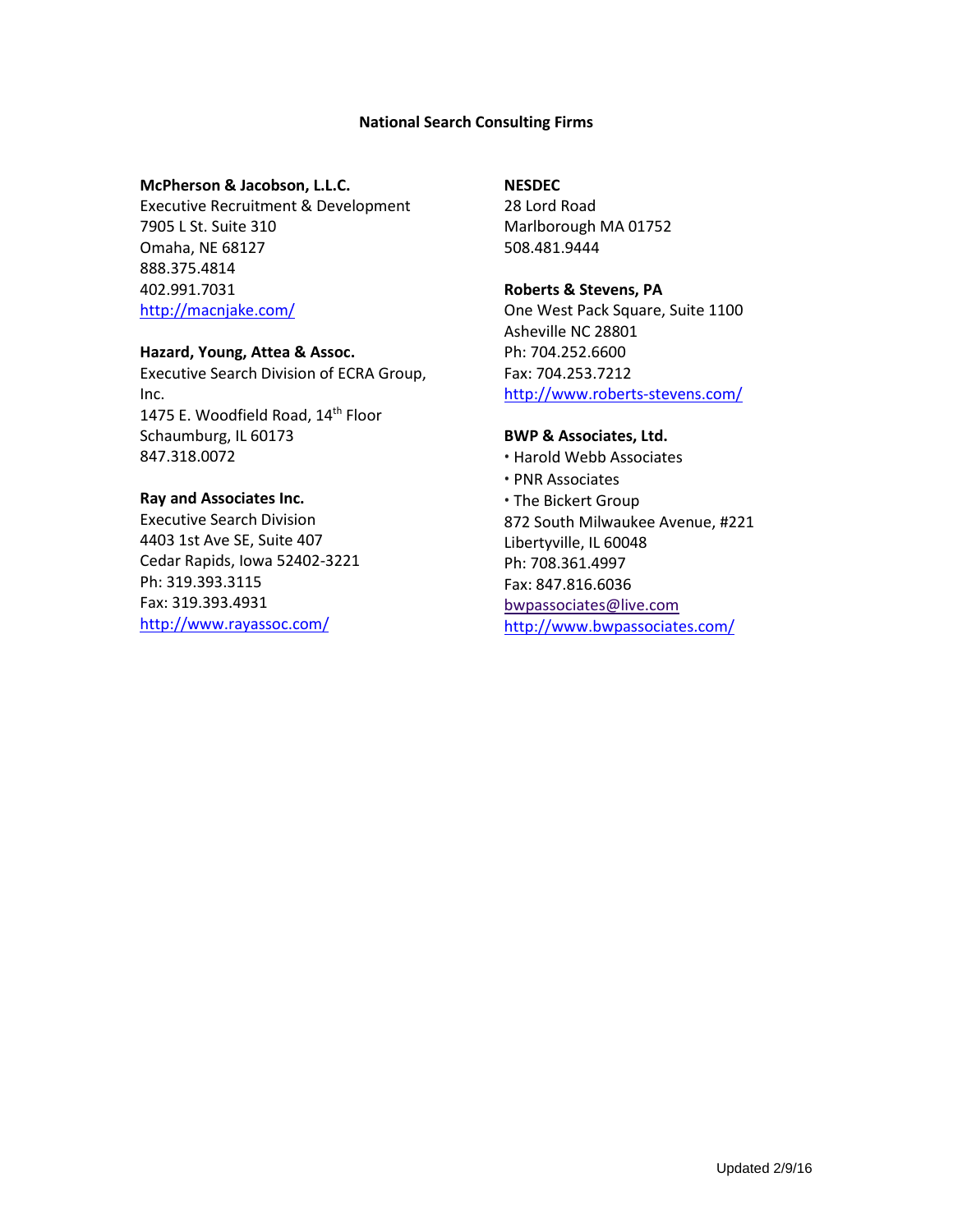# National Search Consulting Firms

**McPherson & Jacobson, L.L.C.**
Executive Recruitment & Development
7905 L St. Suite 310
Omaha, NE 68127
888.375.4814
402.991.7031
http://macnjake.com/

**Hazard, Young, Attea & Assoc.**
Executive Search Division of ECRA Group, Inc.
1475 E. Woodfield Road, 14th Floor
Schaumburg, IL 60173
847.318.0072

**Ray and Associates Inc.**
Executive Search Division
4403 1st Ave SE, Suite 407
Cedar Rapids, Iowa 52402-3221
Ph: 319.393.3115
Fax: 319.393.4931
http://www.rayassoc.com/

**NESDEC**
28 Lord Road
Marlborough MA 01752
508.481.9444

**Roberts & Stevens, PA**
One West Pack Square, Suite 1100
Asheville NC 28801
Ph: 704.252.6600
Fax: 704.253.7212
http://www.roberts-stevens.com/

**BWP & Associates, Ltd.**
- Harold Webb Associates
- PNR Associates
- The Bickert Group

872 South Milwaukee Avenue, #221
Libertyville, IL 60048
Ph: 708.361.4997
Fax: 847.816.6036
bwpassociates@live.com
http://www.bwpassociates.com/

Updated 2/9/16